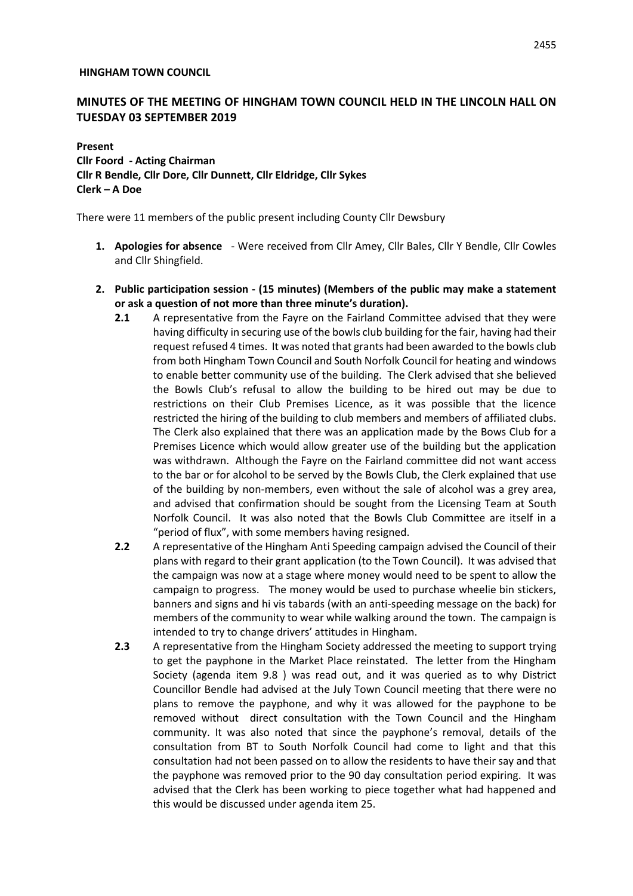**HINGHAM TOWN COUNCIL**

## MINUTES OF THE MEETING OF HINGHAM TOWN COUNCIL HELD IN THE LINCOLN HALL ON TUESDAY 03 SEPTEMBER 2019

**Present**
**Cllr Foord - Acting Chairman**
**Cllr R Bendle, Cllr Dore, Cllr Dunnett, Cllr Eldridge, Cllr Sykes**
**Clerk – A Doe**

There were 11 members of the public present including County Cllr Dewsbury

1. **Apologies for absence** - Were received from Cllr Amey, Cllr Bales, Cllr Y Bendle, Cllr Cowles and Cllr Shingfield.

2. **Public participation session - (15 minutes) (Members of the public may make a statement or ask a question of not more than three minute's duration).**

   **2.1** A representative from the Fayre on the Fairland Committee advised that they were having difficulty in securing use of the bowls club building for the fair, having had their request refused 4 times. It was noted that grants had been awarded to the bowls club from both Hingham Town Council and South Norfolk Council for heating and windows to enable better community use of the building. The Clerk advised that she believed the Bowls Club's refusal to allow the building to be hired out may be due to restrictions on their Club Premises Licence, as it was possible that the licence restricted the hiring of the building to club members and members of affiliated clubs. The Clerk also explained that there was an application made by the Bows Club for a Premises Licence which would allow greater use of the building but the application was withdrawn. Although the Fayre on the Fairland committee did not want access to the bar or for alcohol to be served by the Bowls Club, the Clerk explained that use of the building by non-members, even without the sale of alcohol was a grey area, and advised that confirmation should be sought from the Licensing Team at South Norfolk Council. It was also noted that the Bowls Club Committee are itself in a "period of flux", with some members having resigned.

   **2.2** A representative of the Hingham Anti Speeding campaign advised the Council of their plans with regard to their grant application (to the Town Council). It was advised that the campaign was now at a stage where money would need to be spent to allow the campaign to progress. The money would be used to purchase wheelie bin stickers, banners and signs and hi vis tabards (with an anti-speeding message on the back) for members of the community to wear while walking around the town. The campaign is intended to try to change drivers' attitudes in Hingham.

   **2.3** A representative from the Hingham Society addressed the meeting to support trying to get the payphone in the Market Place reinstated. The letter from the Hingham Society (agenda item 9.8 ) was read out, and it was queried as to why District Councillor Bendle had advised at the July Town Council meeting that there were no plans to remove the payphone, and why it was allowed for the payphone to be removed without direct consultation with the Town Council and the Hingham community. It was also noted that since the payphone's removal, details of the consultation from BT to South Norfolk Council had come to light and that this consultation had not been passed on to allow the residents to have their say and that the payphone was removed prior to the 90 day consultation period expiring. It was advised that the Clerk has been working to piece together what had happened and this would be discussed under agenda item 25.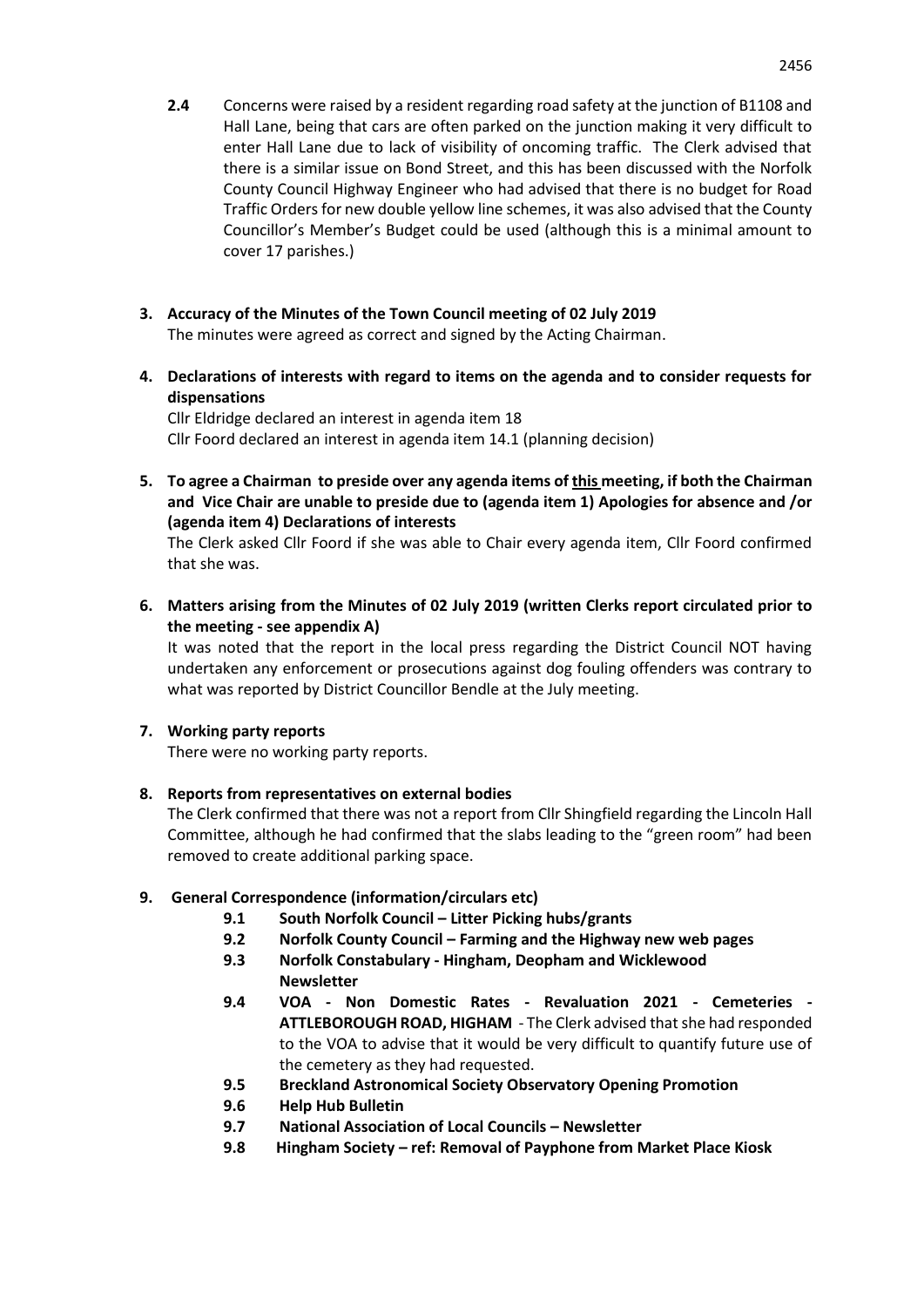**2.4** Concerns were raised by a resident regarding road safety at the junction of B1108 and Hall Lane, being that cars are often parked on the junction making it very difficult to enter Hall Lane due to lack of visibility of oncoming traffic. The Clerk advised that there is a similar issue on Bond Street, and this has been discussed with the Norfolk County Council Highway Engineer who had advised that there is no budget for Road Traffic Orders for new double yellow line schemes, it was also advised that the County Councillor's Member's Budget could be used (although this is a minimal amount to cover 17 parishes.)

**3. Accuracy of the Minutes of the Town Council meeting of 02 July 2019**

The minutes were agreed as correct and signed by the Acting Chairman.

**4. Declarations of interests with regard to items on the agenda and to consider requests for dispensations**

Cllr Eldridge declared an interest in agenda item 18
Cllr Foord declared an interest in agenda item 14.1 (planning decision)

**5. To agree a Chairman to preside over any agenda items of <u>this</u> meeting, if both the Chairman and Vice Chair are unable to preside due to (agenda item 1) Apologies for absence and /or (agenda item 4) Declarations of interests**

The Clerk asked Cllr Foord if she was able to Chair every agenda item, Cllr Foord confirmed that she was.

**6. Matters arising from the Minutes of 02 July 2019 (written Clerks report circulated prior to the meeting - see appendix A)**

It was noted that the report in the local press regarding the District Council NOT having undertaken any enforcement or prosecutions against dog fouling offenders was contrary to what was reported by District Councillor Bendle at the July meeting.

**7. Working party reports**

There were no working party reports.

**8. Reports from representatives on external bodies**

The Clerk confirmed that there was not a report from Cllr Shingfield regarding the Lincoln Hall Committee, although he had confirmed that the slabs leading to the "green room" had been removed to create additional parking space.

**9. General Correspondence (information/circulars etc)**

- **9.1 South Norfolk Council – Litter Picking hubs/grants**
- **9.2 Norfolk County Council – Farming and the Highway new web pages**
- **9.3 Norfolk Constabulary - Hingham, Deopham and Wicklewood Newsletter**
- **9.4 VOA - Non Domestic Rates - Revaluation 2021 - Cemeteries - ATTLEBOROUGH ROAD, HIGHAM** - The Clerk advised that she had responded to the VOA to advise that it would be very difficult to quantify future use of the cemetery as they had requested.
- **9.5 Breckland Astronomical Society Observatory Opening Promotion**
- **9.6 Help Hub Bulletin**
- **9.7 National Association of Local Councils – Newsletter**
- **9.8 Hingham Society – ref: Removal of Payphone from Market Place Kiosk**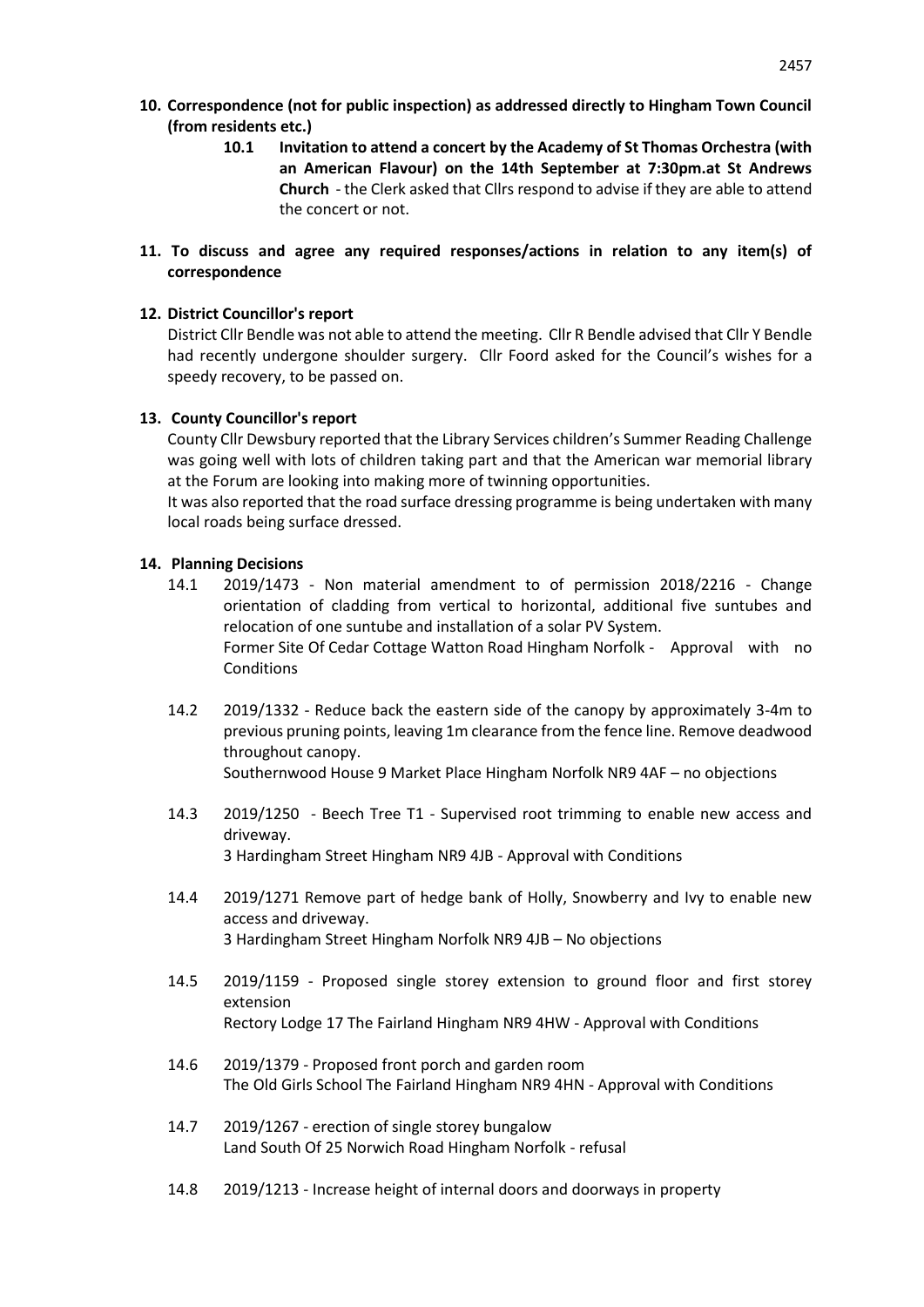**10. Correspondence (not for public inspection) as addressed directly to Hingham Town Council (from residents etc.)**

**10.1 Invitation to attend a concert by the Academy of St Thomas Orchestra (with an American Flavour) on the 14th September at 7:30pm.at St Andrews Church** - the Clerk asked that Cllrs respond to advise if they are able to attend the concert or not.

**11. To discuss and agree any required responses/actions in relation to any item(s) of correspondence**

**12. District Councillor's report**

District Cllr Bendle was not able to attend the meeting. Cllr R Bendle advised that Cllr Y Bendle had recently undergone shoulder surgery. Cllr Foord asked for the Council's wishes for a speedy recovery, to be passed on.

**13. County Councillor's report**

County Cllr Dewsbury reported that the Library Services children's Summer Reading Challenge was going well with lots of children taking part and that the American war memorial library at the Forum are looking into making more of twinning opportunities.

It was also reported that the road surface dressing programme is being undertaken with many local roads being surface dressed.

**14. Planning Decisions**

14.1 2019/1473 - Non material amendment to of permission 2018/2216 - Change orientation of cladding from vertical to horizontal, additional five suntubes and relocation of one suntube and installation of a solar PV System.
Former Site Of Cedar Cottage Watton Road Hingham Norfolk - Approval with no Conditions

14.2 2019/1332 - Reduce back the eastern side of the canopy by approximately 3-4m to previous pruning points, leaving 1m clearance from the fence line. Remove deadwood throughout canopy.
Southernwood House 9 Market Place Hingham Norfolk NR9 4AF – no objections

14.3 2019/1250 - Beech Tree T1 - Supervised root trimming to enable new access and driveway.
3 Hardingham Street Hingham NR9 4JB - Approval with Conditions

14.4 2019/1271 Remove part of hedge bank of Holly, Snowberry and Ivy to enable new access and driveway.
3 Hardingham Street Hingham Norfolk NR9 4JB – No objections

14.5 2019/1159 - Proposed single storey extension to ground floor and first storey extension
Rectory Lodge 17 The Fairland Hingham NR9 4HW - Approval with Conditions

14.6 2019/1379 - Proposed front porch and garden room
The Old Girls School The Fairland Hingham NR9 4HN - Approval with Conditions

14.7 2019/1267 - erection of single storey bungalow
Land South Of 25 Norwich Road Hingham Norfolk - refusal

14.8 2019/1213 - Increase height of internal doors and doorways in property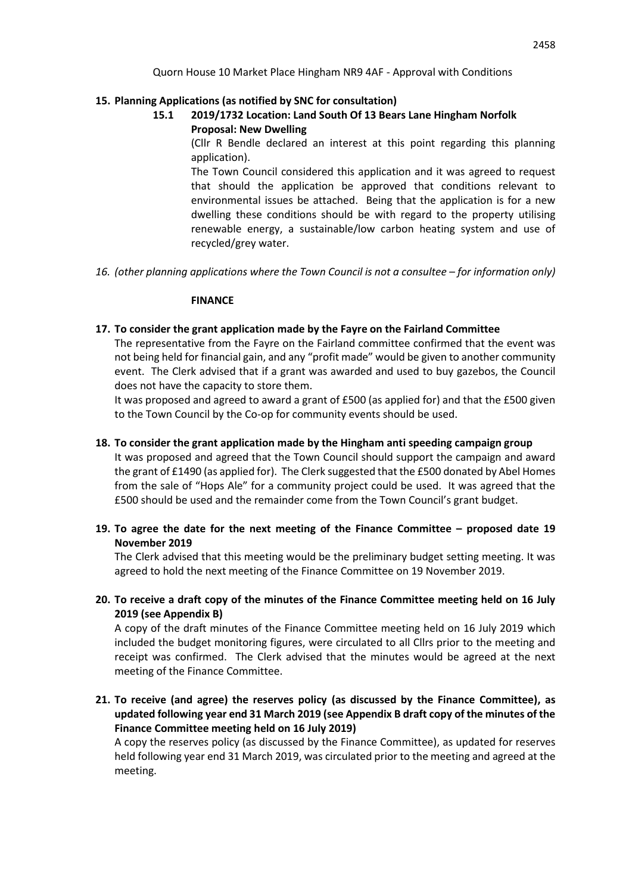Quorn House 10 Market Place Hingham NR9 4AF - Approval with Conditions

**15. Planning Applications (as notified by SNC for consultation)**

**15.1 2019/1732 Location: Land South Of 13 Bears Lane Hingham Norfolk Proposal: New Dwelling**

(Cllr R Bendle declared an interest at this point regarding this planning application).

The Town Council considered this application and it was agreed to request that should the application be approved that conditions relevant to environmental issues be attached. Being that the application is for a new dwelling these conditions should be with regard to the property utilising renewable energy, a sustainable/low carbon heating system and use of recycled/grey water.

*16. (other planning applications where the Town Council is not a consultee – for information only)*

**FINANCE**

**17. To consider the grant application made by the Fayre on the Fairland Committee**

The representative from the Fayre on the Fairland committee confirmed that the event was not being held for financial gain, and any "profit made" would be given to another community event. The Clerk advised that if a grant was awarded and used to buy gazebos, the Council does not have the capacity to store them.

It was proposed and agreed to award a grant of £500 (as applied for) and that the £500 given to the Town Council by the Co-op for community events should be used.

**18. To consider the grant application made by the Hingham anti speeding campaign group**

It was proposed and agreed that the Town Council should support the campaign and award the grant of £1490 (as applied for). The Clerk suggested that the £500 donated by Abel Homes from the sale of "Hops Ale" for a community project could be used. It was agreed that the £500 should be used and the remainder come from the Town Council's grant budget.

**19. To agree the date for the next meeting of the Finance Committee – proposed date 19 November 2019**

The Clerk advised that this meeting would be the preliminary budget setting meeting. It was agreed to hold the next meeting of the Finance Committee on 19 November 2019.

**20. To receive a draft copy of the minutes of the Finance Committee meeting held on 16 July 2019 (see Appendix B)**

A copy of the draft minutes of the Finance Committee meeting held on 16 July 2019 which included the budget monitoring figures, were circulated to all Cllrs prior to the meeting and receipt was confirmed. The Clerk advised that the minutes would be agreed at the next meeting of the Finance Committee.

**21. To receive (and agree) the reserves policy (as discussed by the Finance Committee), as updated following year end 31 March 2019 (see Appendix B draft copy of the minutes of the Finance Committee meeting held on 16 July 2019)**

A copy the reserves policy (as discussed by the Finance Committee), as updated for reserves held following year end 31 March 2019, was circulated prior to the meeting and agreed at the meeting.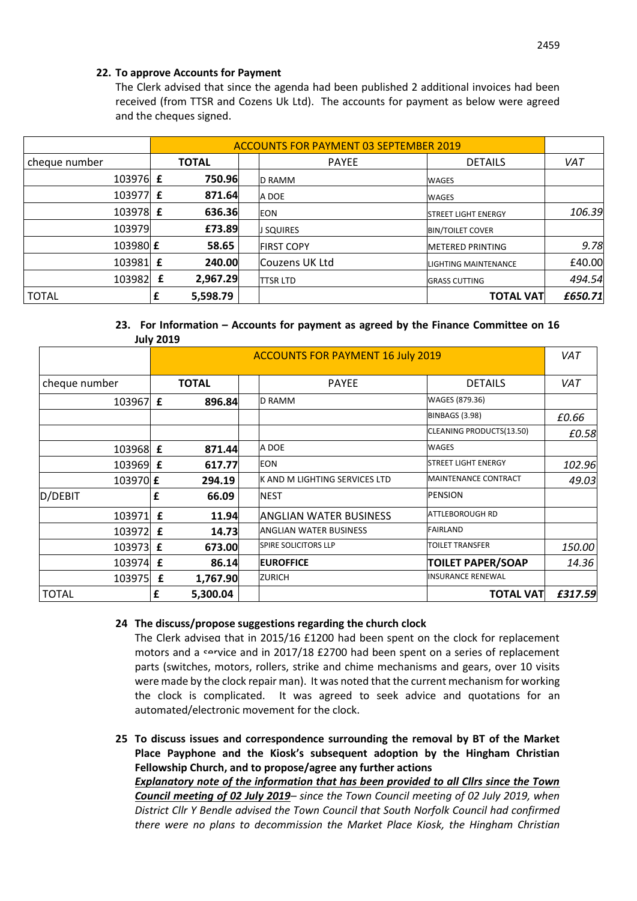## 22. To approve Accounts for Payment

The Clerk advised that since the agenda had been published 2 additional invoices had been received (from TTSR and Cozens Uk Ltd). The accounts for payment as below were agreed and the cheques signed.

| | ACCOUNTS FOR PAYMENT 03 SEPTEMBER 2019 | | | |
|---|---|---|---|---|
| cheque number | TOTAL | PAYEE | DETAILS | VAT |
| 103976 | £ 750.96 | D RAMM | WAGES | |
| 103977 | £ 871.64 | A DOE | WAGES | |
| 103978 | £ 636.36 | EON | STREET LIGHT ENERGY | 106.39 |
| 103979 | £73.89 | J SQUIRES | BIN/TOILET COVER | |
| 103980 | £ 58.65 | FIRST COPY | METERED PRINTING | 9.78 |
| 103981 | £ 240.00 | Couzens UK Ltd | LIGHTING MAINTENANCE | £40.00 |
| 103982 | £ 2,967.29 | TTSR LTD | GRASS CUTTING | 494.54 |
| TOTAL | £ 5,598.79 | | TOTAL VAT | £650.71 |

## 23. For Information – Accounts for payment as agreed by the Finance Committee on 16 July 2019

| | ACCOUNTS FOR PAYMENT 16 July 2019 | | | VAT |
|---|---|---|---|---|
| cheque number | TOTAL | PAYEE | DETAILS | VAT |
| 103967 | £ 896.84 | D RAMM | WAGES (879.36) | |
| | | | BINBAGS (3.98) | £0.66 |
| | | | CLEANING PRODUCTS(13.50) | £0.58 |
| 103968 | £ 871.44 | A DOE | WAGES | |
| 103969 | £ 617.77 | EON | STREET LIGHT ENERGY | 102.96 |
| 103970 | £ 294.19 | K AND M LIGHTING SERVICES LTD | MAINTENANCE CONTRACT | 49.03 |
| D/DEBIT | £ 66.09 | NEST | PENSION | |
| 103971 | £ 11.94 | ANGLIAN WATER BUSINESS | ATTLEBOROUGH RD | |
| 103972 | £ 14.73 | ANGLIAN WATER BUSINESS | FAIRLAND | |
| 103973 | £ 673.00 | SPIRE SOLICITORS LLP | TOILET TRANSFER | 150.00 |
| 103974 | £ 86.14 | **EUROFFICE** | **TOILET PAPER/SOAP** | 14.36 |
| 103975 | £ 1,767.90 | ZURICH | INSURANCE RENEWAL | |
| TOTAL | £ 5,300.04 | | TOTAL VAT | £317.59 |

## 24 The discuss/propose suggestions regarding the church clock

The Clerk advised that in 2015/16 £1200 had been spent on the clock for replacement motors and a service and in 2017/18 £2700 had been spent on a series of replacement parts (switches, motors, rollers, strike and chime mechanisms and gears, over 10 visits were made by the clock repair man). It was noted that the current mechanism for working the clock is complicated. It was agreed to seek advice and quotations for an automated/electronic movement for the clock.

## 25 To discuss issues and correspondence surrounding the removal by BT of the Market Place Payphone and the Kiosk's subsequent adoption by the Hingham Christian Fellowship Church, and to propose/agree any further actions

***Explanatory note of the information that has been provided to all Cllrs since the Town Council meeting of 02 July 2019****– since the Town Council meeting of 02 July 2019, when District Cllr Y Bendle advised the Town Council that South Norfolk Council had confirmed there were no plans to decommission the Market Place Kiosk, the Hingham Christian*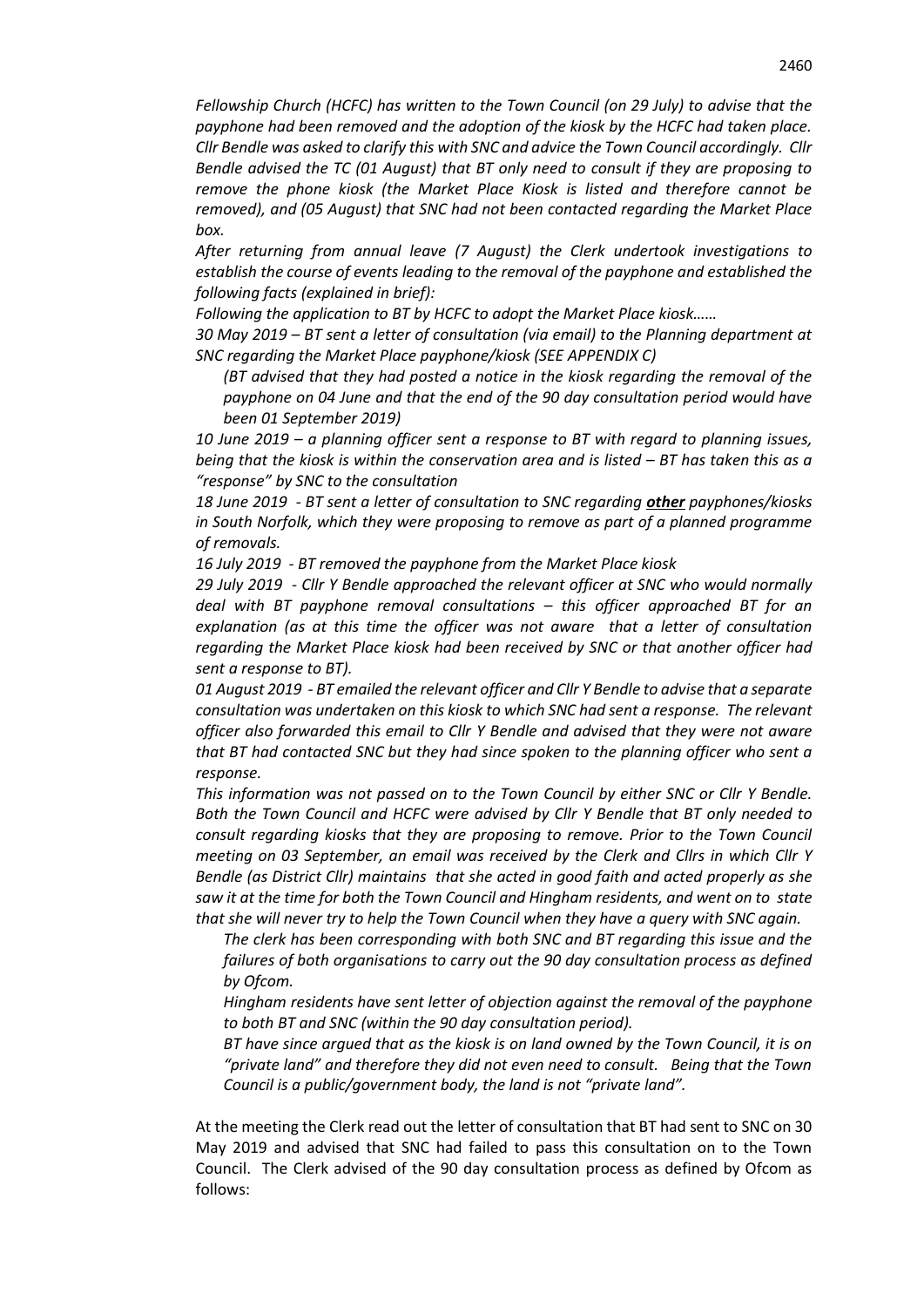*Fellowship Church (HCFC) has written to the Town Council (on 29 July) to advise that the payphone had been removed and the adoption of the kiosk by the HCFC had taken place. Cllr Bendle was asked to clarify this with SNC and advice the Town Council accordingly. Cllr Bendle advised the TC (01 August) that BT only need to consult if they are proposing to remove the phone kiosk (the Market Place Kiosk is listed and therefore cannot be removed), and (05 August) that SNC had not been contacted regarding the Market Place box.*

*After returning from annual leave (7 August) the Clerk undertook investigations to establish the course of events leading to the removal of the payphone and established the following facts (explained in brief):*

*Following the application to BT by HCFC to adopt the Market Place kiosk……*

*30 May 2019 – BT sent a letter of consultation (via email) to the Planning department at SNC regarding the Market Place payphone/kiosk (SEE APPENDIX C)*

*(BT advised that they had posted a notice in the kiosk regarding the removal of the payphone on 04 June and that the end of the 90 day consultation period would have been 01 September 2019)*

*10 June 2019 – a planning officer sent a response to BT with regard to planning issues, being that the kiosk is within the conservation area and is listed – BT has taken this as a "response" by SNC to the consultation*

*18 June 2019 - BT sent a letter of consultation to SNC regarding **other** payphones/kiosks in South Norfolk, which they were proposing to remove as part of a planned programme of removals.*

*16 July 2019 - BT removed the payphone from the Market Place kiosk*

*29 July 2019 - Cllr Y Bendle approached the relevant officer at SNC who would normally deal with BT payphone removal consultations – this officer approached BT for an explanation (as at this time the officer was not aware that a letter of consultation regarding the Market Place kiosk had been received by SNC or that another officer had sent a response to BT).*

*01 August 2019 - BT emailed the relevant officer and Cllr Y Bendle to advise that a separate consultation was undertaken on this kiosk to which SNC had sent a response. The relevant officer also forwarded this email to Cllr Y Bendle and advised that they were not aware that BT had contacted SNC but they had since spoken to the planning officer who sent a response.*

*This information was not passed on to the Town Council by either SNC or Cllr Y Bendle. Both the Town Council and HCFC were advised by Cllr Y Bendle that BT only needed to consult regarding kiosks that they are proposing to remove. Prior to the Town Council meeting on 03 September, an email was received by the Clerk and Cllrs in which Cllr Y Bendle (as District Cllr) maintains that she acted in good faith and acted properly as she saw it at the time for both the Town Council and Hingham residents, and went on to state that she will never try to help the Town Council when they have a query with SNC again.*

*The clerk has been corresponding with both SNC and BT regarding this issue and the failures of both organisations to carry out the 90 day consultation process as defined by Ofcom.*

*Hingham residents have sent letter of objection against the removal of the payphone to both BT and SNC (within the 90 day consultation period).*

*BT have since argued that as the kiosk is on land owned by the Town Council, it is on "private land" and therefore they did not even need to consult. Being that the Town Council is a public/government body, the land is not "private land".*

At the meeting the Clerk read out the letter of consultation that BT had sent to SNC on 30 May 2019 and advised that SNC had failed to pass this consultation on to the Town Council. The Clerk advised of the 90 day consultation process as defined by Ofcom as follows: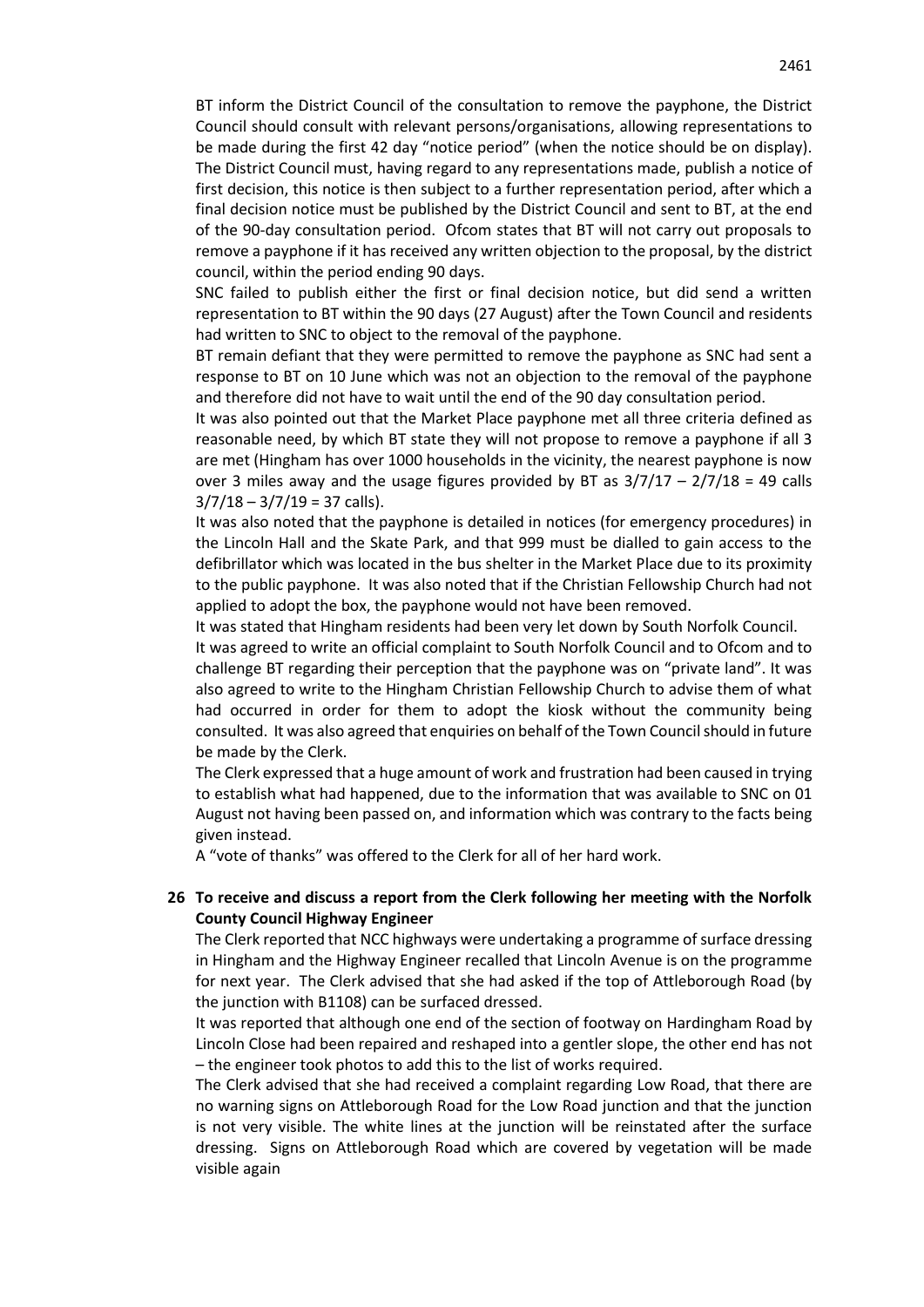BT inform the District Council of the consultation to remove the payphone, the District Council should consult with relevant persons/organisations, allowing representations to be made during the first 42 day "notice period" (when the notice should be on display). The District Council must, having regard to any representations made, publish a notice of first decision, this notice is then subject to a further representation period, after which a final decision notice must be published by the District Council and sent to BT, at the end of the 90-day consultation period. Ofcom states that BT will not carry out proposals to remove a payphone if it has received any written objection to the proposal, by the district council, within the period ending 90 days.

SNC failed to publish either the first or final decision notice, but did send a written representation to BT within the 90 days (27 August) after the Town Council and residents had written to SNC to object to the removal of the payphone.

BT remain defiant that they were permitted to remove the payphone as SNC had sent a response to BT on 10 June which was not an objection to the removal of the payphone and therefore did not have to wait until the end of the 90 day consultation period.

It was also pointed out that the Market Place payphone met all three criteria defined as reasonable need, by which BT state they will not propose to remove a payphone if all 3 are met (Hingham has over 1000 households in the vicinity, the nearest payphone is now over 3 miles away and the usage figures provided by BT as 3/7/17 – 2/7/18 = 49 calls 3/7/18 – 3/7/19 = 37 calls).

It was also noted that the payphone is detailed in notices (for emergency procedures) in the Lincoln Hall and the Skate Park, and that 999 must be dialled to gain access to the defibrillator which was located in the bus shelter in the Market Place due to its proximity to the public payphone. It was also noted that if the Christian Fellowship Church had not applied to adopt the box, the payphone would not have been removed.

It was stated that Hingham residents had been very let down by South Norfolk Council.

It was agreed to write an official complaint to South Norfolk Council and to Ofcom and to challenge BT regarding their perception that the payphone was on "private land". It was also agreed to write to the Hingham Christian Fellowship Church to advise them of what had occurred in order for them to adopt the kiosk without the community being consulted. It was also agreed that enquiries on behalf of the Town Council should in future be made by the Clerk.

The Clerk expressed that a huge amount of work and frustration had been caused in trying to establish what had happened, due to the information that was available to SNC on 01 August not having been passed on, and information which was contrary to the facts being given instead.

A "vote of thanks" was offered to the Clerk for all of her hard work.

**26 To receive and discuss a report from the Clerk following her meeting with the Norfolk County Council Highway Engineer**

The Clerk reported that NCC highways were undertaking a programme of surface dressing in Hingham and the Highway Engineer recalled that Lincoln Avenue is on the programme for next year. The Clerk advised that she had asked if the top of Attleborough Road (by the junction with B1108) can be surfaced dressed.

It was reported that although one end of the section of footway on Hardingham Road by Lincoln Close had been repaired and reshaped into a gentler slope, the other end has not – the engineer took photos to add this to the list of works required.

The Clerk advised that she had received a complaint regarding Low Road, that there are no warning signs on Attleborough Road for the Low Road junction and that the junction is not very visible. The white lines at the junction will be reinstated after the surface dressing. Signs on Attleborough Road which are covered by vegetation will be made visible again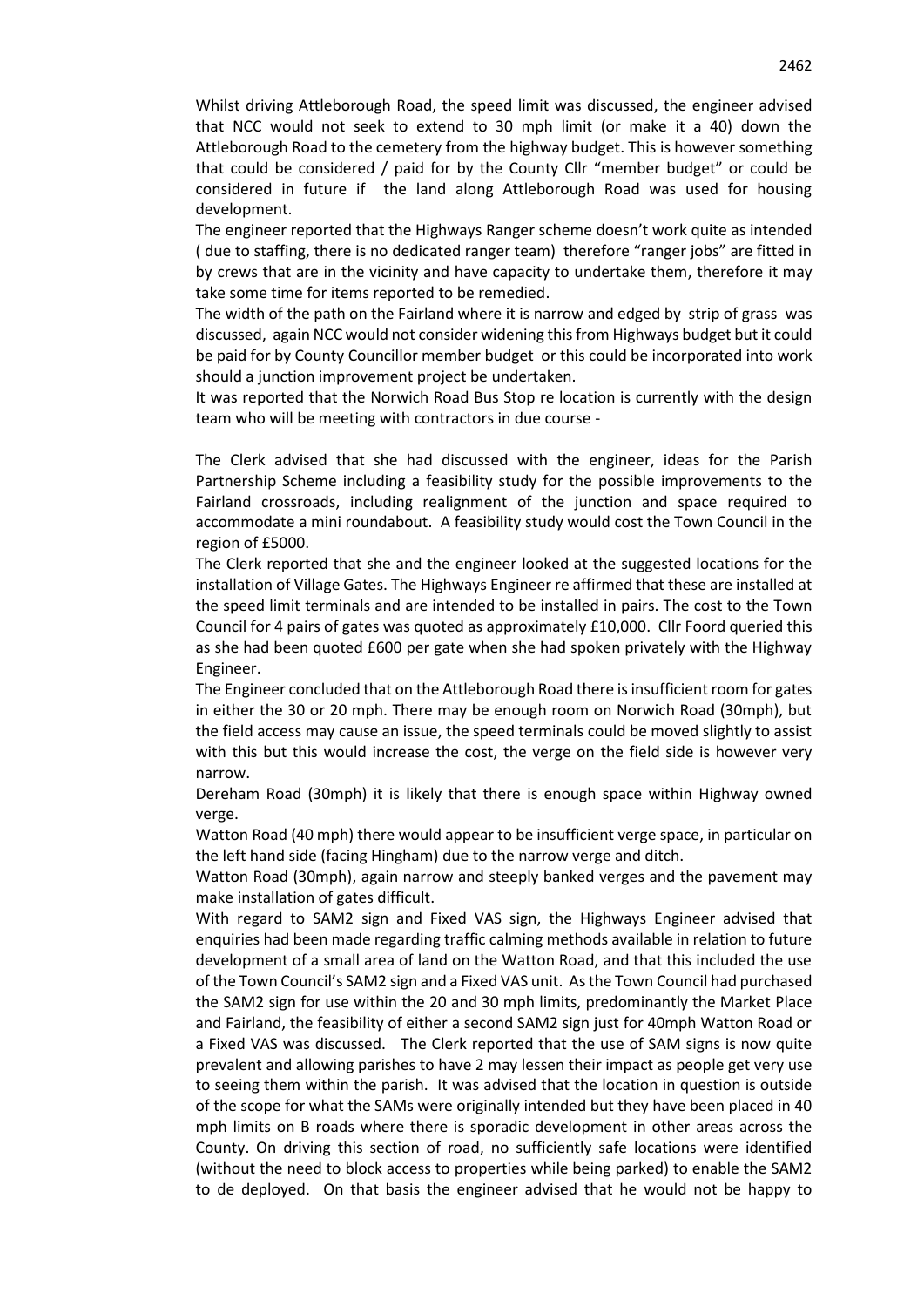Whilst driving Attleborough Road, the speed limit was discussed, the engineer advised that NCC would not seek to extend to 30 mph limit (or make it a 40) down the Attleborough Road to the cemetery from the highway budget. This is however something that could be considered / paid for by the County Cllr "member budget" or could be considered in future if the land along Attleborough Road was used for housing development.

The engineer reported that the Highways Ranger scheme doesn't work quite as intended ( due to staffing, there is no dedicated ranger team) therefore "ranger jobs" are fitted in by crews that are in the vicinity and have capacity to undertake them, therefore it may take some time for items reported to be remedied.

The width of the path on the Fairland where it is narrow and edged by strip of grass was discussed, again NCC would not consider widening this from Highways budget but it could be paid for by County Councillor member budget or this could be incorporated into work should a junction improvement project be undertaken.

It was reported that the Norwich Road Bus Stop re location is currently with the design team who will be meeting with contractors in due course -

The Clerk advised that she had discussed with the engineer, ideas for the Parish Partnership Scheme including a feasibility study for the possible improvements to the Fairland crossroads, including realignment of the junction and space required to accommodate a mini roundabout. A feasibility study would cost the Town Council in the region of £5000.

The Clerk reported that she and the engineer looked at the suggested locations for the installation of Village Gates. The Highways Engineer re affirmed that these are installed at the speed limit terminals and are intended to be installed in pairs. The cost to the Town Council for 4 pairs of gates was quoted as approximately £10,000. Cllr Foord queried this as she had been quoted £600 per gate when she had spoken privately with the Highway Engineer.

The Engineer concluded that on the Attleborough Road there is insufficient room for gates in either the 30 or 20 mph. There may be enough room on Norwich Road (30mph), but the field access may cause an issue, the speed terminals could be moved slightly to assist with this but this would increase the cost, the verge on the field side is however very narrow.

Dereham Road (30mph) it is likely that there is enough space within Highway owned verge.

Watton Road (40 mph) there would appear to be insufficient verge space, in particular on the left hand side (facing Hingham) due to the narrow verge and ditch.

Watton Road (30mph), again narrow and steeply banked verges and the pavement may make installation of gates difficult.

With regard to SAM2 sign and Fixed VAS sign, the Highways Engineer advised that enquiries had been made regarding traffic calming methods available in relation to future development of a small area of land on the Watton Road, and that this included the use of the Town Council's SAM2 sign and a Fixed VAS unit. As the Town Council had purchased the SAM2 sign for use within the 20 and 30 mph limits, predominantly the Market Place and Fairland, the feasibility of either a second SAM2 sign just for 40mph Watton Road or a Fixed VAS was discussed. The Clerk reported that the use of SAM signs is now quite prevalent and allowing parishes to have 2 may lessen their impact as people get very use to seeing them within the parish. It was advised that the location in question is outside of the scope for what the SAMs were originally intended but they have been placed in 40 mph limits on B roads where there is sporadic development in other areas across the County. On driving this section of road, no sufficiently safe locations were identified (without the need to block access to properties while being parked) to enable the SAM2 to de deployed. On that basis the engineer advised that he would not be happy to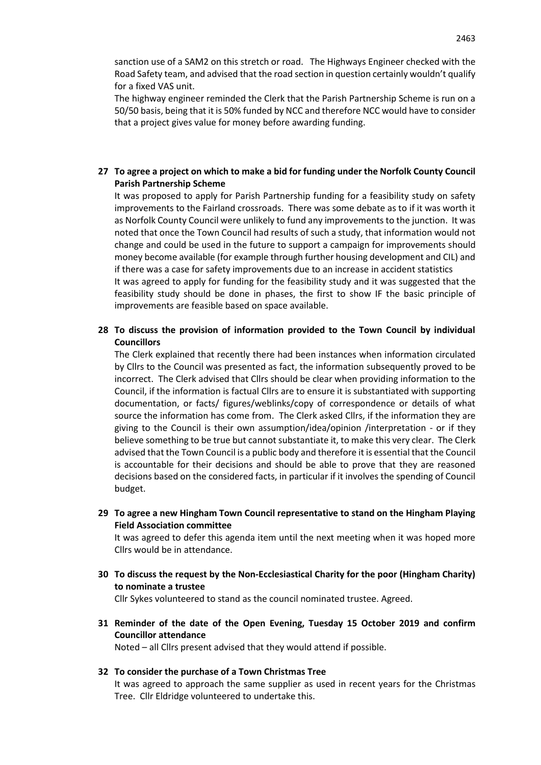sanction use of a SAM2 on this stretch or road. The Highways Engineer checked with the Road Safety team, and advised that the road section in question certainly wouldn't qualify for a fixed VAS unit.

The highway engineer reminded the Clerk that the Parish Partnership Scheme is run on a 50/50 basis, being that it is 50% funded by NCC and therefore NCC would have to consider that a project gives value for money before awarding funding.

**27 To agree a project on which to make a bid for funding under the Norfolk County Council Parish Partnership Scheme**

It was proposed to apply for Parish Partnership funding for a feasibility study on safety improvements to the Fairland crossroads. There was some debate as to if it was worth it as Norfolk County Council were unlikely to fund any improvements to the junction. It was noted that once the Town Council had results of such a study, that information would not change and could be used in the future to support a campaign for improvements should money become available (for example through further housing development and CIL) and if there was a case for safety improvements due to an increase in accident statistics

It was agreed to apply for funding for the feasibility study and it was suggested that the feasibility study should be done in phases, the first to show IF the basic principle of improvements are feasible based on space available.

**28 To discuss the provision of information provided to the Town Council by individual Councillors**

The Clerk explained that recently there had been instances when information circulated by Cllrs to the Council was presented as fact, the information subsequently proved to be incorrect. The Clerk advised that Cllrs should be clear when providing information to the Council, if the information is factual Cllrs are to ensure it is substantiated with supporting documentation, or facts/ figures/weblinks/copy of correspondence or details of what source the information has come from. The Clerk asked Cllrs, if the information they are giving to the Council is their own assumption/idea/opinion /interpretation - or if they believe something to be true but cannot substantiate it, to make this very clear. The Clerk advised that the Town Council is a public body and therefore it is essential that the Council is accountable for their decisions and should be able to prove that they are reasoned decisions based on the considered facts, in particular if it involves the spending of Council budget.

**29 To agree a new Hingham Town Council representative to stand on the Hingham Playing Field Association committee**

It was agreed to defer this agenda item until the next meeting when it was hoped more Cllrs would be in attendance.

**30 To discuss the request by the Non-Ecclesiastical Charity for the poor (Hingham Charity) to nominate a trustee**

Cllr Sykes volunteered to stand as the council nominated trustee. Agreed.

**31 Reminder of the date of the Open Evening, Tuesday 15 October 2019 and confirm Councillor attendance**

Noted – all Cllrs present advised that they would attend if possible.

**32 To consider the purchase of a Town Christmas Tree**

It was agreed to approach the same supplier as used in recent years for the Christmas Tree. Cllr Eldridge volunteered to undertake this.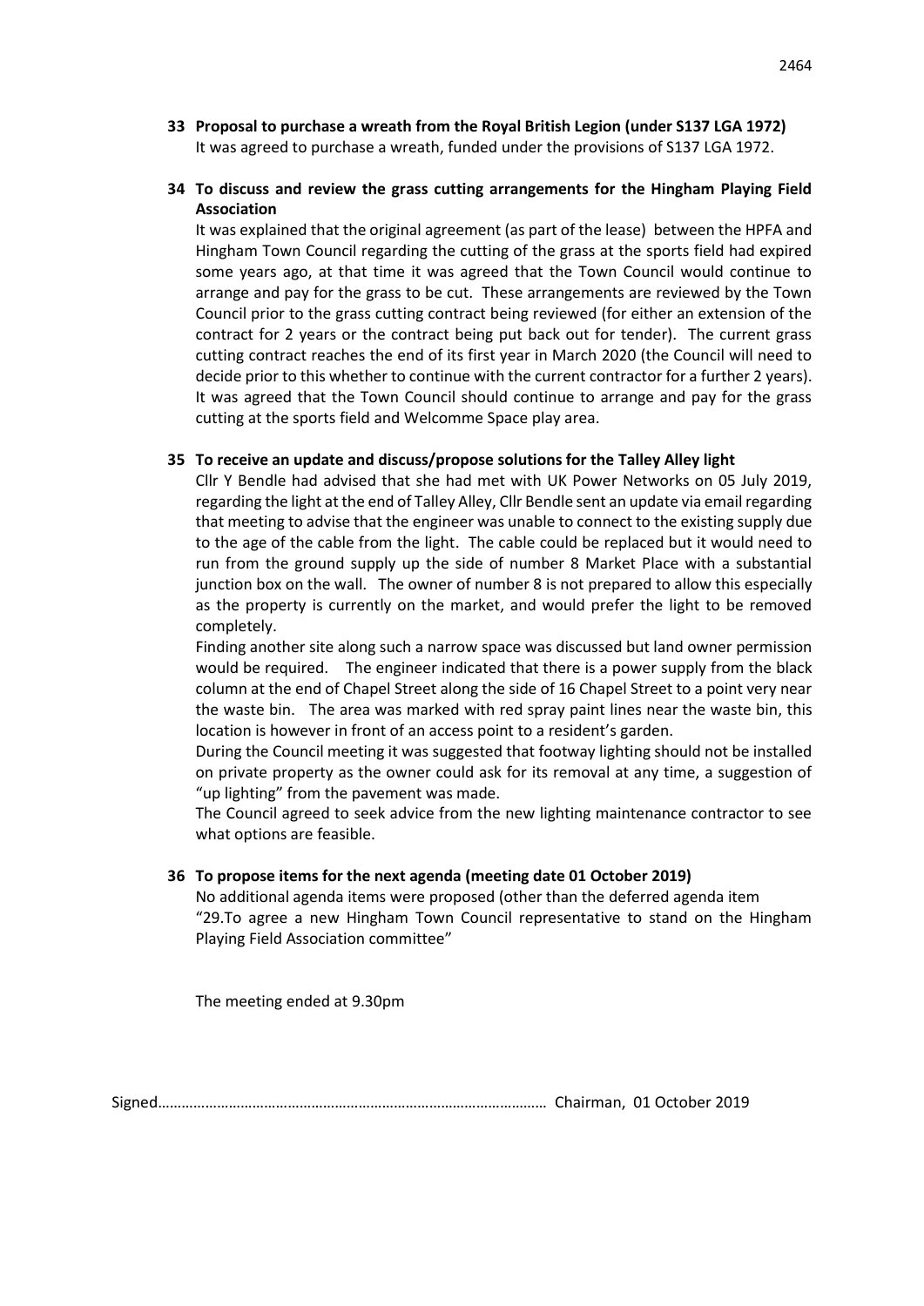**33 Proposal to purchase a wreath from the Royal British Legion (under S137 LGA 1972)**

It was agreed to purchase a wreath, funded under the provisions of S137 LGA 1972.

**34 To discuss and review the grass cutting arrangements for the Hingham Playing Field Association**

It was explained that the original agreement (as part of the lease) between the HPFA and Hingham Town Council regarding the cutting of the grass at the sports field had expired some years ago, at that time it was agreed that the Town Council would continue to arrange and pay for the grass to be cut. These arrangements are reviewed by the Town Council prior to the grass cutting contract being reviewed (for either an extension of the contract for 2 years or the contract being put back out for tender). The current grass cutting contract reaches the end of its first year in March 2020 (the Council will need to decide prior to this whether to continue with the current contractor for a further 2 years). It was agreed that the Town Council should continue to arrange and pay for the grass cutting at the sports field and Welcomme Space play area.

**35 To receive an update and discuss/propose solutions for the Talley Alley light**

Cllr Y Bendle had advised that she had met with UK Power Networks on 05 July 2019, regarding the light at the end of Talley Alley, Cllr Bendle sent an update via email regarding that meeting to advise that the engineer was unable to connect to the existing supply due to the age of the cable from the light. The cable could be replaced but it would need to run from the ground supply up the side of number 8 Market Place with a substantial junction box on the wall. The owner of number 8 is not prepared to allow this especially as the property is currently on the market, and would prefer the light to be removed completely.

Finding another site along such a narrow space was discussed but land owner permission would be required. The engineer indicated that there is a power supply from the black column at the end of Chapel Street along the side of 16 Chapel Street to a point very near the waste bin. The area was marked with red spray paint lines near the waste bin, this location is however in front of an access point to a resident's garden.

During the Council meeting it was suggested that footway lighting should not be installed on private property as the owner could ask for its removal at any time, a suggestion of "up lighting" from the pavement was made.

The Council agreed to seek advice from the new lighting maintenance contractor to see what options are feasible.

**36 To propose items for the next agenda (meeting date 01 October 2019)**

No additional agenda items were proposed (other than the deferred agenda item "29.To agree a new Hingham Town Council representative to stand on the Hingham Playing Field Association committee"

The meeting ended at 9.30pm

Signed…………………………………………………………………………………… Chairman, 01 October 2019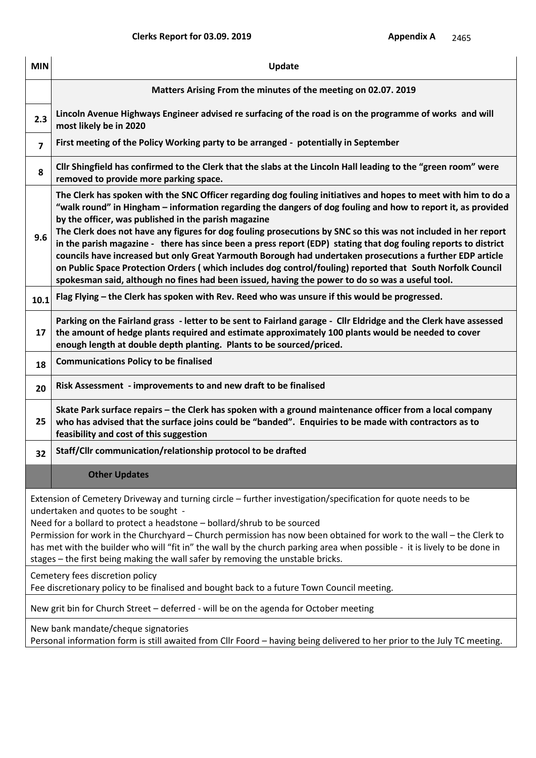**Clerks Report for 03.09. 2019** **Appendix A** 2465

| MIN | Update |
|---|---|
| | **Matters Arising From the minutes of the meeting on 02.07. 2019** |
| **2.3** | **Lincoln Avenue Highways Engineer advised re surfacing of the road is on the programme of works and will most likely be in 2020** |
| **7** | **First meeting of the Policy Working party to be arranged - potentially in September** |
| **8** | **Cllr Shingfield has confirmed to the Clerk that the slabs at the Lincoln Hall leading to the "green room" were removed to provide more parking space.** |
| **9.6** | **The Clerk has spoken with the SNC Officer regarding dog fouling initiatives and hopes to meet with him to do a "walk round" in Hingham – information regarding the dangers of dog fouling and how to report it, as provided by the officer, was published in the parish magazine** <br> **The Clerk does not have any figures for dog fouling prosecutions by SNC so this was not included in her report in the parish magazine - there has since been a press report (EDP) stating that dog fouling reports to district councils have increased but only Great Yarmouth Borough had undertaken prosecutions a further EDP article on Public Space Protection Orders ( which includes dog control/fouling) reported that South Norfolk Council spokesman said, although no fines had been issued, having the power to do so was a useful tool.** |
| **10.1** | **Flag Flying – the Clerk has spoken with Rev. Reed who was unsure if this would be progressed.** |
| **17** | **Parking on the Fairland grass - letter to be sent to Fairland garage - Cllr Eldridge and the Clerk have assessed the amount of hedge plants required and estimate approximately 100 plants would be needed to cover enough length at double depth planting. Plants to be sourced/priced.** |
| **18** | **Communications Policy to be finalised** |
| **20** | **Risk Assessment - improvements to and new draft to be finalised** |
| **25** | **Skate Park surface repairs – the Clerk has spoken with a ground maintenance officer from a local company who has advised that the surface joins could be "banded". Enquiries to be made with contractors as to feasibility and cost of this suggestion** |
| **32** | **Staff/Cllr communication/relationship protocol to be drafted** |
| | **Other Updates** |

Extension of Cemetery Driveway and turning circle – further investigation/specification for quote needs to be undertaken and quotes to be sought -
Need for a bollard to protect a headstone – bollard/shrub to be sourced
Permission for work in the Churchyard – Church permission has now been obtained for work to the wall – the Clerk to has met with the builder who will "fit in" the wall by the church parking area when possible - it is lively to be done in stages – the first being making the wall safer by removing the unstable bricks.

Cemetery fees discretion policy
Fee discretionary policy to be finalised and bought back to a future Town Council meeting.

New grit bin for Church Street – deferred - will be on the agenda for October meeting

New bank mandate/cheque signatories
Personal information form is still awaited from Cllr Foord – having being delivered to her prior to the July TC meeting.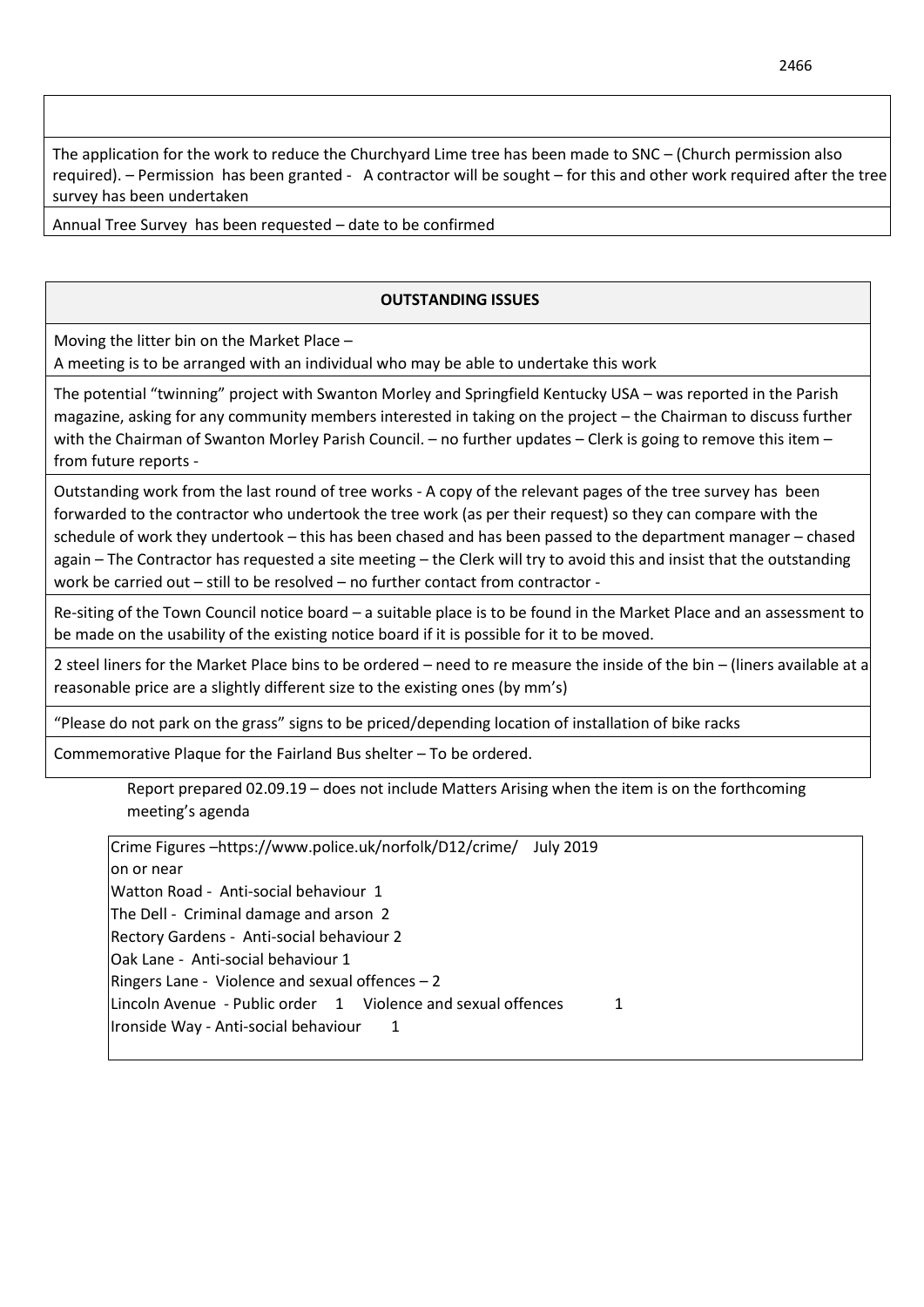The application for the work to reduce the Churchyard Lime tree has been made to SNC – (Church permission also required). – Permission has been granted - A contractor will be sought – for this and other work required after the tree survey has been undertaken

Annual Tree Survey has been requested – date to be confirmed

**OUTSTANDING ISSUES**

Moving the litter bin on the Market Place –
A meeting is to be arranged with an individual who may be able to undertake this work

The potential "twinning" project with Swanton Morley and Springfield Kentucky USA – was reported in the Parish magazine, asking for any community members interested in taking on the project – the Chairman to discuss further with the Chairman of Swanton Morley Parish Council. – no further updates – Clerk is going to remove this item – from future reports -

Outstanding work from the last round of tree works - A copy of the relevant pages of the tree survey has been forwarded to the contractor who undertook the tree work (as per their request) so they can compare with the schedule of work they undertook – this has been chased and has been passed to the department manager – chased again – The Contractor has requested a site meeting – the Clerk will try to avoid this and insist that the outstanding work be carried out – still to be resolved – no further contact from contractor -

Re-siting of the Town Council notice board – a suitable place is to be found in the Market Place and an assessment to be made on the usability of the existing notice board if it is possible for it to be moved.

2 steel liners for the Market Place bins to be ordered – need to re measure the inside of the bin – (liners available at a reasonable price are a slightly different size to the existing ones (by mm's)

"Please do not park on the grass" signs to be priced/depending location of installation of bike racks

Commemorative Plaque for the Fairland Bus shelter – To be ordered.

Report prepared 02.09.19 – does not include Matters Arising when the item is on the forthcoming meeting's agenda

Crime Figures –https://www.police.uk/norfolk/D12/crime/ July 2019
on or near
Watton Road - Anti-social behaviour 1
The Dell - Criminal damage and arson 2
Rectory Gardens - Anti-social behaviour 2
Oak Lane - Anti-social behaviour 1
Ringers Lane - Violence and sexual offences – 2
Lincoln Avenue - Public order 1 Violence and sexual offences 1
Ironside Way - Anti-social behaviour 1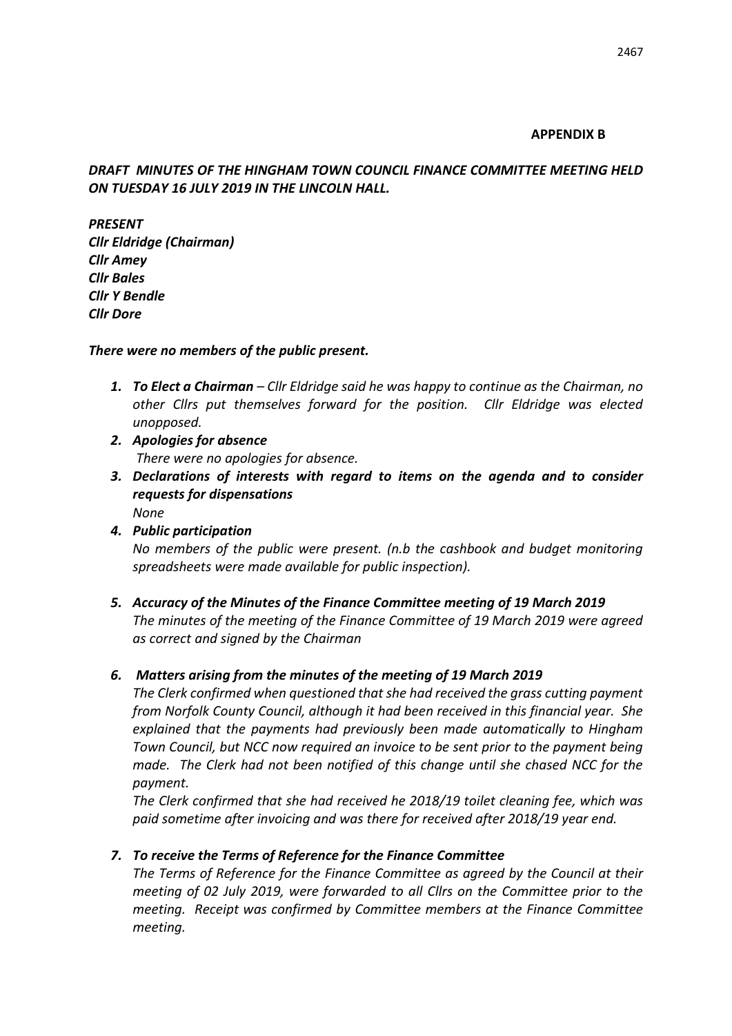**APPENDIX B**

***DRAFT MINUTES OF THE HINGHAM TOWN COUNCIL FINANCE COMMITTEE MEETING HELD ON TUESDAY 16 JULY 2019 IN THE LINCOLN HALL.***

***PRESENT***
***Cllr Eldridge (Chairman)***
***Cllr Amey***
***Cllr Bales***
***Cllr Y Bendle***
***Cllr Dore***

***There were no members of the public present.***

1. ***To Elect a Chairman*** *– Cllr Eldridge said he was happy to continue as the Chairman, no other Cllrs put themselves forward for the position. Cllr Eldridge was elected unopposed.*
2. ***Apologies for absence***
   *There were no apologies for absence.*
3. ***Declarations of interests with regard to items on the agenda and to consider requests for dispensations***
   *None*
4. ***Public participation***
   *No members of the public were present. (n.b the cashbook and budget monitoring spreadsheets were made available for public inspection).*
5. ***Accuracy of the Minutes of the Finance Committee meeting of 19 March 2019***
   *The minutes of the meeting of the Finance Committee of 19 March 2019 were agreed as correct and signed by the Chairman*
6. ***Matters arising from the minutes of the meeting of 19 March 2019***
   *The Clerk confirmed when questioned that she had received the grass cutting payment from Norfolk County Council, although it had been received in this financial year. She explained that the payments had previously been made automatically to Hingham Town Council, but NCC now required an invoice to be sent prior to the payment being made. The Clerk had not been notified of this change until she chased NCC for the payment.*

   *The Clerk confirmed that she had received he 2018/19 toilet cleaning fee, which was paid sometime after invoicing and was there for received after 2018/19 year end.*
7. ***To receive the Terms of Reference for the Finance Committee***
   *The Terms of Reference for the Finance Committee as agreed by the Council at their meeting of 02 July 2019, were forwarded to all Cllrs on the Committee prior to the meeting. Receipt was confirmed by Committee members at the Finance Committee meeting.*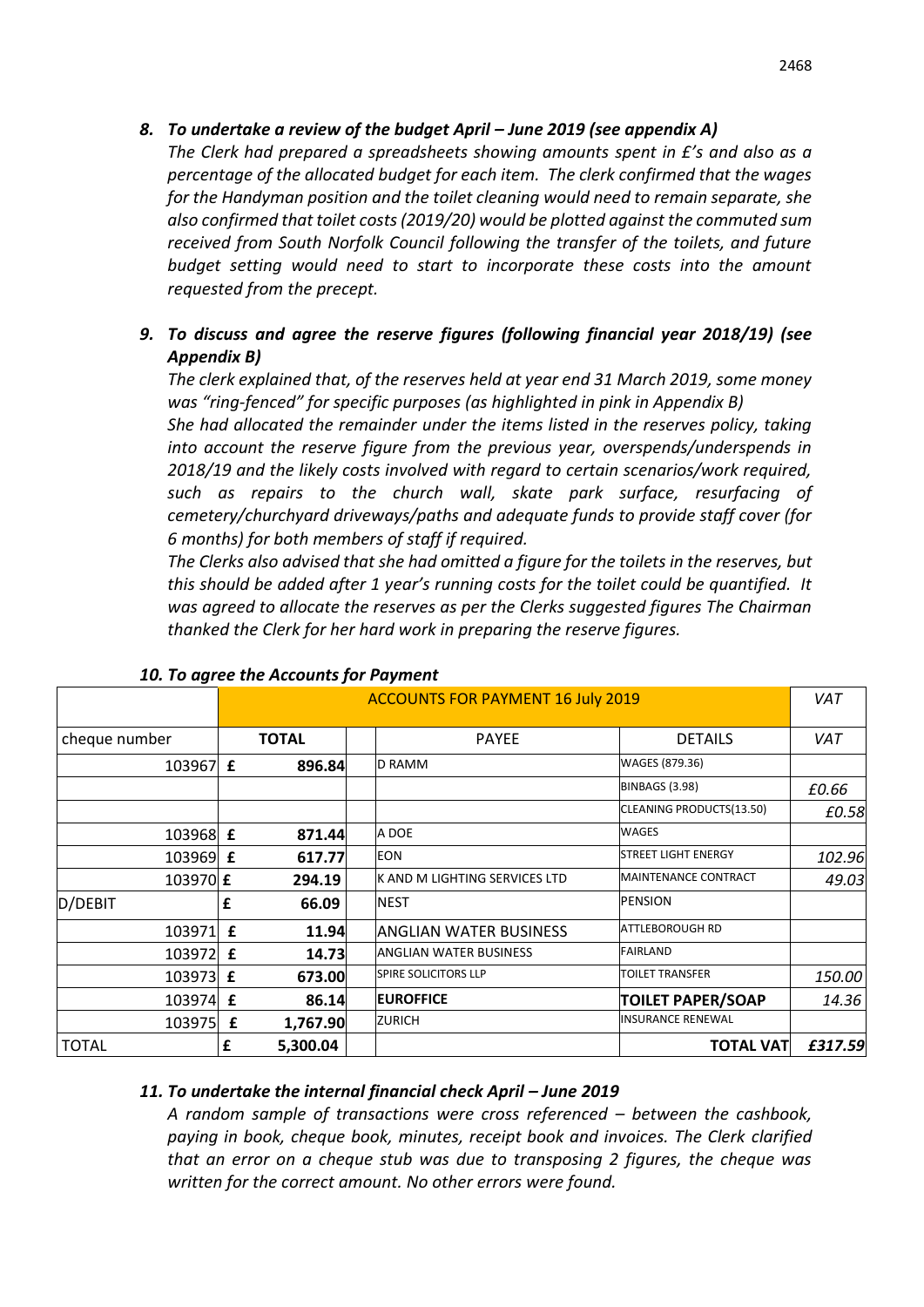### *8. To undertake a review of the budget April – June 2019 (see appendix A)*

*The Clerk had prepared a spreadsheets showing amounts spent in £'s and also as a percentage of the allocated budget for each item. The clerk confirmed that the wages for the Handyman position and the toilet cleaning would need to remain separate, she also confirmed that toilet costs (2019/20) would be plotted against the commuted sum received from South Norfolk Council following the transfer of the toilets, and future budget setting would need to start to incorporate these costs into the amount requested from the precept.*

### *9. To discuss and agree the reserve figures (following financial year 2018/19) (see Appendix B)*

*The clerk explained that, of the reserves held at year end 31 March 2019, some money was "ring-fenced" for specific purposes (as highlighted in pink in Appendix B)*

*She had allocated the remainder under the items listed in the reserves policy, taking into account the reserve figure from the previous year, overspends/underspends in 2018/19 and the likely costs involved with regard to certain scenarios/work required, such as repairs to the church wall, skate park surface, resurfacing of cemetery/churchyard driveways/paths and adequate funds to provide staff cover (for 6 months) for both members of staff if required.*

*The Clerks also advised that she had omitted a figure for the toilets in the reserves, but this should be added after 1 year's running costs for the toilet could be quantified. It was agreed to allocate the reserves as per the Clerks suggested figures The Chairman thanked the Clerk for her hard work in preparing the reserve figures.*

### *10. To agree the Accounts for Payment*

| | ACCOUNTS FOR PAYMENT 16 July 2019 | | | | *VAT* |
|---|---|---|---|---|---|
| cheque number | | TOTAL | PAYEE | DETAILS | *VAT* |
| 103967 | £ | **896.84** | D RAMM | WAGES (879.36) | |
| | | | | BINBAGS (3.98) | *£0.66* |
| | | | | CLEANING PRODUCTS(13.50) | *£0.58* |
| 103968 | £ | **871.44** | A DOE | WAGES | |
| 103969 | £ | **617.77** | EON | STREET LIGHT ENERGY | *102.96* |
| 103970 | £ | **294.19** | K AND M LIGHTING SERVICES LTD | MAINTENANCE CONTRACT | *49.03* |
| D/DEBIT | £ | **66.09** | NEST | PENSION | |
| 103971 | £ | **11.94** | ANGLIAN WATER BUSINESS | ATTLEBOROUGH RD | |
| 103972 | £ | **14.73** | ANGLIAN WATER BUSINESS | FAIRLAND | |
| 103973 | £ | **673.00** | SPIRE SOLICITORS LLP | TOILET TRANSFER | *150.00* |
| 103974 | £ | **86.14** | **EUROFFICE** | **TOILET PAPER/SOAP** | *14.36* |
| 103975 | £ | **1,767.90** | ZURICH | INSURANCE RENEWAL | |
| TOTAL | £ | **5,300.04** | | **TOTAL VAT** | ***£317.59*** |

### *11. To undertake the internal financial check April – June 2019*

*A random sample of transactions were cross referenced – between the cashbook, paying in book, cheque book, minutes, receipt book and invoices. The Clerk clarified that an error on a cheque stub was due to transposing 2 figures, the cheque was written for the correct amount. No other errors were found.*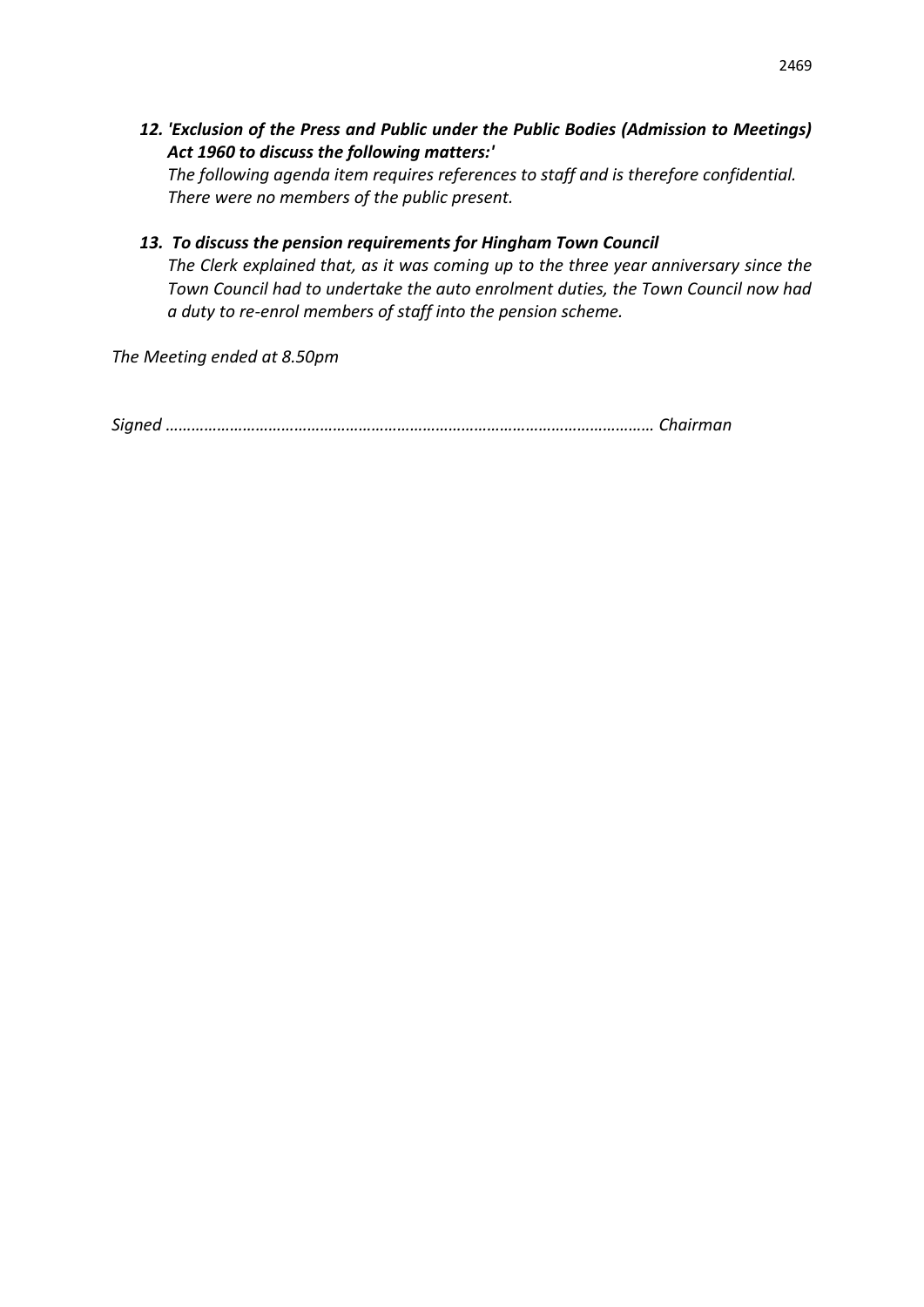***12. 'Exclusion of the Press and Public under the Public Bodies (Admission to Meetings) Act 1960 to discuss the following matters:'***

*The following agenda item requires references to staff and is therefore confidential. There were no members of the public present.*

***13. To discuss the pension requirements for Hingham Town Council***

*The Clerk explained that, as it was coming up to the three year anniversary since the Town Council had to undertake the auto enrolment duties, the Town Council now had a duty to re-enrol members of staff into the pension scheme.*

*The Meeting ended at 8.50pm*

*Signed ……………………………………………………………………………………………… Chairman*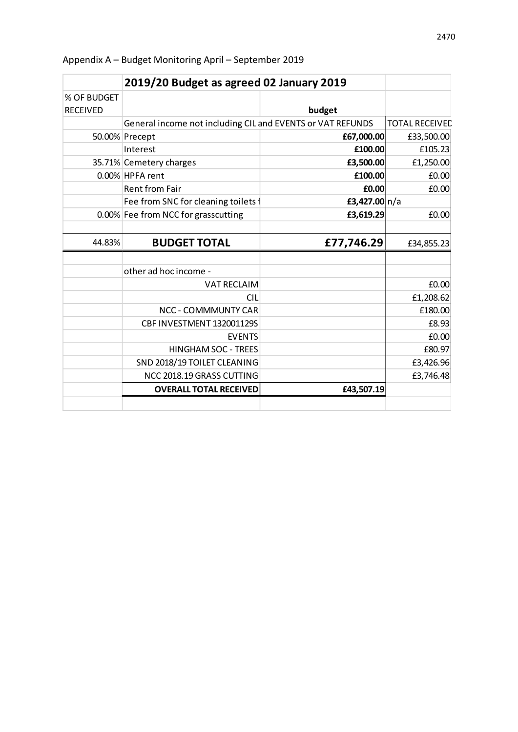Appendix A – Budget Monitoring April – September 2019

| | 2019/20 Budget as agreed 02 January 2019 | | |
|---|---|---|---|
| % OF BUDGET RECEIVED | | budget | |
| | General income not including CIL and EVENTS or VAT REFUNDS | | TOTAL RECEIVED |
| 50.00% | Precept | **£67,000.00** | £33,500.00 |
| | Interest | **£100.00** | £105.23 |
| 35.71% | Cemetery charges | **£3,500.00** | £1,250.00 |
| 0.00% | HPFA rent | **£100.00** | £0.00 |
| | Rent from Fair | **£0.00** | £0.00 |
| | Fee from SNC for cleaning toilets f | **£3,427.00** | n/a |
| 0.00% | Fee from NCC for grasscutting | **£3,619.29** | £0.00 |
| | | | |
| 44.83% | **BUDGET TOTAL** | **£77,746.29** | £34,855.23 |
| | | | |
| | other ad hoc income - | | |
| | VAT RECLAIM | | £0.00 |
| | CIL | | £1,208.62 |
| | NCC - COMMMUNTY CAR | | £180.00 |
| | CBF INVESTMENT 132001129S | | £8.93 |
| | EVENTS | | £0.00 |
| | HINGHAM SOC - TREES | | £80.97 |
| | SND 2018/19 TOILET CLEANING | | £3,426.96 |
| | NCC 2018.19 GRASS CUTTING | | £3,746.48 |
| | **OVERALL TOTAL RECEIVED** | **£43,507.19** | |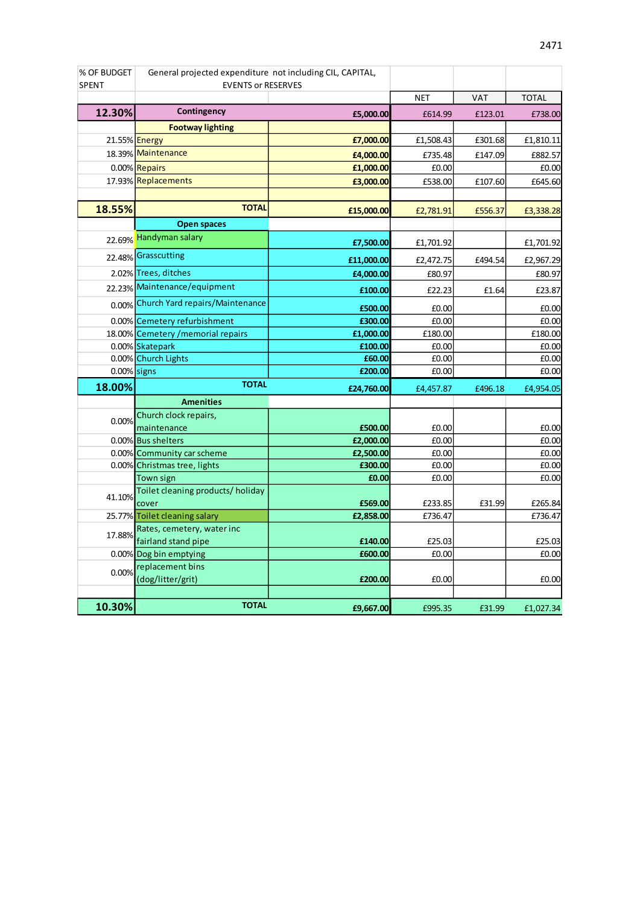| % OF BUDGET SPENT | General projected expenditure not including CIL, CAPITAL, EVENTS or RESERVES | | NET | VAT | TOTAL |
|---|---|---|---|---|---|
| **12.30%** | **Contingency** | **£5,000.00** | £614.99 | £123.01 | £738.00 |
| | **Footway lighting** | | | | |
| 21.55% | Energy | **£7,000.00** | £1,508.43 | £301.68 | £1,810.11 |
| 18.39% | Maintenance | **£4,000.00** | £735.48 | £147.09 | £882.57 |
| 0.00% | Repairs | **£1,000.00** | £0.00 | | £0.00 |
| 17.93% | Replacements | **£3,000.00** | £538.00 | £107.60 | £645.60 |
| | | | | | |
| **18.55%** | **TOTAL** | **£15,000.00** | £2,781.91 | £556.37 | £3,338.28 |
| | **Open spaces** | | | | |
| 22.69% | Handyman salary | **£7,500.00** | £1,701.92 | | £1,701.92 |
| 22.48% | Grasscutting | **£11,000.00** | £2,472.75 | £494.54 | £2,967.29 |
| 2.02% | Trees, ditches | **£4,000.00** | £80.97 | | £80.97 |
| 22.23% | Maintenance/equipment | **£100.00** | £22.23 | £1.64 | £23.87 |
| 0.00% | Church Yard repairs/Maintenance | **£500.00** | £0.00 | | £0.00 |
| 0.00% | Cemetery refurbishment | **£300.00** | £0.00 | | £0.00 |
| 18.00% | Cemetery /memorial repairs | **£1,000.00** | £180.00 | | £180.00 |
| 0.00% | Skatepark | **£100.00** | £0.00 | | £0.00 |
| 0.00% | Church Lights | **£60.00** | £0.00 | | £0.00 |
| 0.00% | signs | **£200.00** | £0.00 | | £0.00 |
| **18.00%** | **TOTAL** | **£24,760.00** | £4,457.87 | £496.18 | £4,954.05 |
| | **Amenities** | | | | |
| 0.00% | Church clock repairs, maintenance | **£500.00** | £0.00 | | £0.00 |
| 0.00% | Bus shelters | **£2,000.00** | £0.00 | | £0.00 |
| 0.00% | Community car scheme | **£2,500.00** | £0.00 | | £0.00 |
| 0.00% | Christmas tree, lights | **£300.00** | £0.00 | | £0.00 |
| | Town sign | **£0.00** | £0.00 | | £0.00 |
| 41.10% | Toilet cleaning products/ holiday cover | **£569.00** | £233.85 | £31.99 | £265.84 |
| 25.77% | Toilet cleaning salary | **£2,858.00** | £736.47 | | £736.47 |
| 17.88% | Rates, cemetery, water inc fairland stand pipe | **£140.00** | £25.03 | | £25.03 |
| 0.00% | Dog bin emptying | **£600.00** | £0.00 | | £0.00 |
| 0.00% | replacement bins (dog/litter/grit) | **£200.00** | £0.00 | | £0.00 |
| | | | | | |
| **10.30%** | **TOTAL** | **£9,667.00** | £995.35 | £31.99 | £1,027.34 |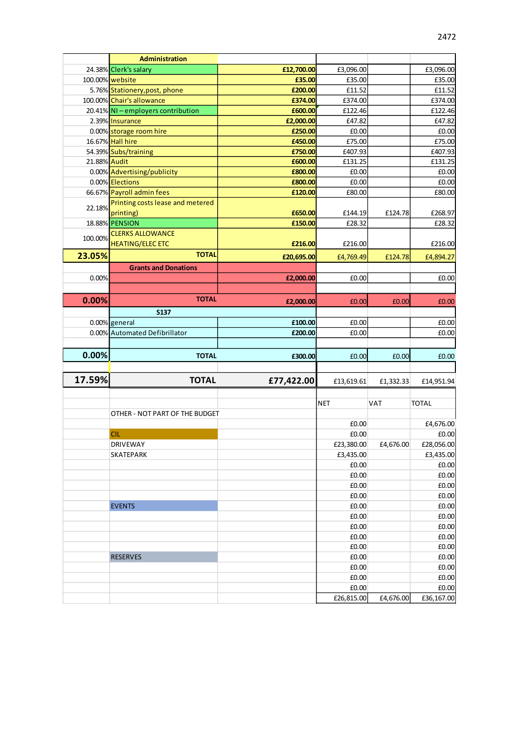| | Administration | | | | |
|---|---|---|---|---|---|
| 24.38% | Clerk's salary | £12,700.00 | £3,096.00 | | £3,096.00 |
| 100.00% | website | £35.00 | £35.00 | | £35.00 |
| 5.76% | Stationery,post, phone | £200.00 | £11.52 | | £11.52 |
| 100.00% | Chair's allowance | £374.00 | £374.00 | | £374.00 |
| 20.41% | NI – employers contribution | £600.00 | £122.46 | | £122.46 |
| 2.39% | Insurance | £2,000.00 | £47.82 | | £47.82 |
| 0.00% | storage room hire | £250.00 | £0.00 | | £0.00 |
| 16.67% | Hall hire | £450.00 | £75.00 | | £75.00 |
| 54.39% | Subs/training | £750.00 | £407.93 | | £407.93 |
| 21.88% | Audit | £600.00 | £131.25 | | £131.25 |
| 0.00% | Advertising/publicity | £800.00 | £0.00 | | £0.00 |
| 0.00% | Elections | £800.00 | £0.00 | | £0.00 |
| 66.67% | Payroll admin fees | £120.00 | £80.00 | | £80.00 |
| 22.18% | Printing costs lease and metered printing) | £650.00 | £144.19 | £124.78 | £268.97 |
| 18.88% | PENSION | £150.00 | £28.32 | | £28.32 |
| 100.00% | CLERKS ALLOWANCE HEATING/ELEC ETC | £216.00 | £216.00 | | £216.00 |
| **23.05%** | **TOTAL** | **£20,695.00** | £4,769.49 | £124.78 | £4,894.27 |
| | **Grants and Donations** | | | | |
| 0.00% | | £2,000.00 | £0.00 | | £0.00 |
| | | | | | |
| **0.00%** | **TOTAL** | **£2,000.00** | £0.00 | £0.00 | £0.00 |
| | **S137** | | | | |
| 0.00% | general | £100.00 | £0.00 | | £0.00 |
| 0.00% | Automated Defibrillator | £200.00 | £0.00 | | £0.00 |
| | | | | | |
| **0.00%** | **TOTAL** | **£300.00** | £0.00 | £0.00 | £0.00 |
| | | | | | |
| **17.59%** | **TOTAL** | **£77,422.00** | £13,619.61 | £1,332.33 | £14,951.94 |

| | | NET | VAT | TOTAL |
|---|---|---|---|---|
| OTHER - NOT PART OF THE BUDGET | | | | |
| | | £0.00 | | £4,676.00 |
| CIL | | £0.00 | | £0.00 |
| DRIVEWAY | | £23,380.00 | £4,676.00 | £28,056.00 |
| SKATEPARK | | £3,435.00 | | £3,435.00 |
| | | £0.00 | | £0.00 |
| | | £0.00 | | £0.00 |
| | | £0.00 | | £0.00 |
| | | £0.00 | | £0.00 |
| EVENTS | | £0.00 | | £0.00 |
| | | £0.00 | | £0.00 |
| | | £0.00 | | £0.00 |
| | | £0.00 | | £0.00 |
| | | £0.00 | | £0.00 |
| RESERVES | | £0.00 | | £0.00 |
| | | £0.00 | | £0.00 |
| | | £0.00 | | £0.00 |
| | | £0.00 | | £0.00 |
| | | £26,815.00 | £4,676.00 | £36,167.00 |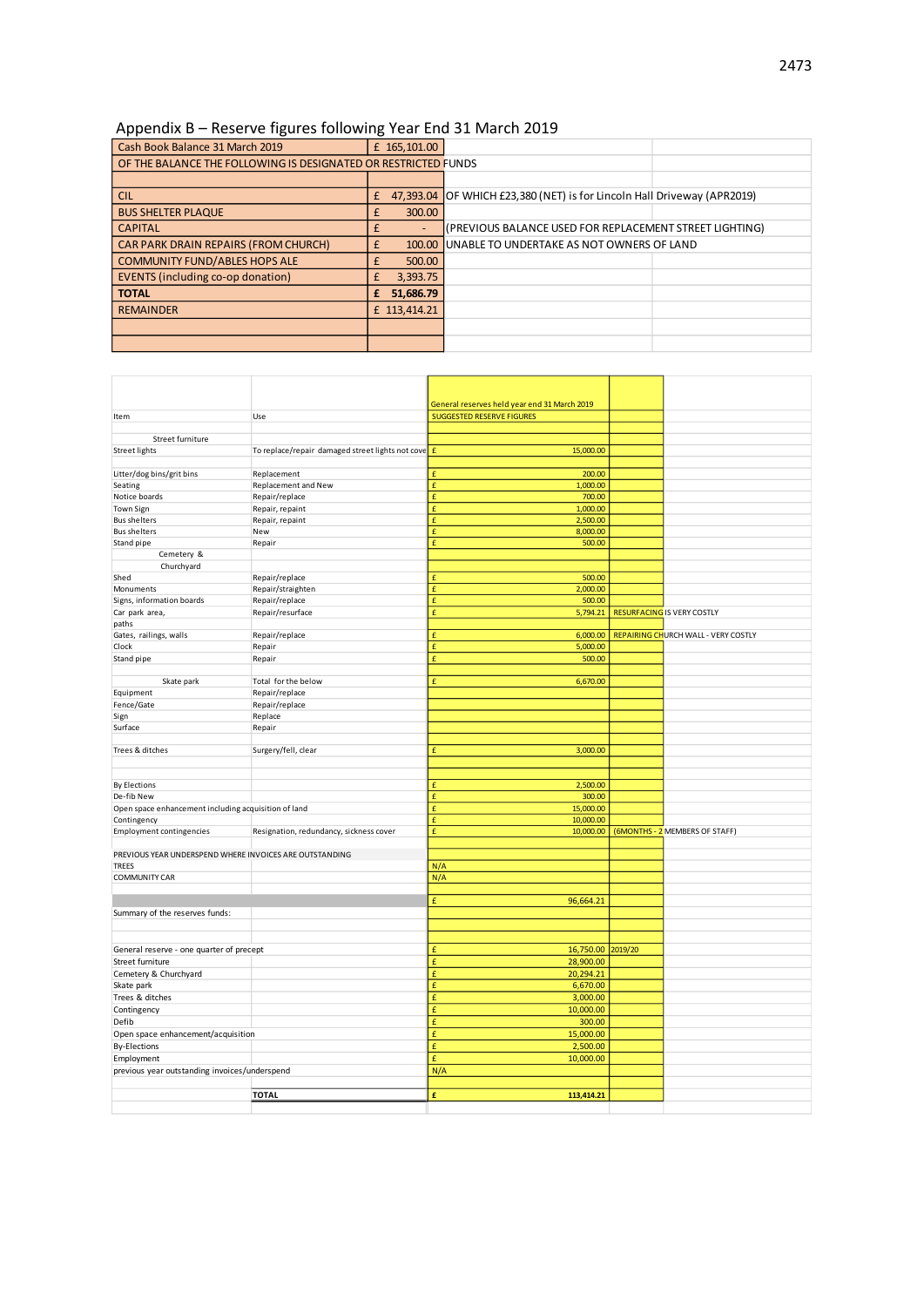# Appendix B – Reserve figures following Year End 31 March 2019

| | | |
|---|---|---|
| Cash Book Balance 31 March 2019 | £ 165,101.00 | |
| OF THE BALANCE THE FOLLOWING IS DESIGNATED OR RESTRICTED FUNDS | | |
| | | |
| CIL | £ 47,393.04 | OF WHICH £23,380 (NET) is for Lincoln Hall Driveway (APR2019) |
| BUS SHELTER PLAQUE | £ 300.00 | |
| CAPITAL | £ - | (PREVIOUS BALANCE USED FOR REPLACEMENT STREET LIGHTING) |
| CAR PARK DRAIN REPAIRS (FROM CHURCH) | £ 100.00 | UNABLE TO UNDERTAKE AS NOT OWNERS OF LAND |
| COMMUNITY FUND/ABLES HOPS ALE | £ 500.00 | |
| EVENTS (including co-op donation) | £ 3,393.75 | |
| **TOTAL** | **£ 51,686.79** | |
| REMAINDER | £ 113,414.21 | |

| Item | Use | General reserves held year end 31 March 2019 SUGGESTED RESERVE FIGURES | | |
|---|---|---|---|---|
| Street furniture | | | | |
| Street lights | To replace/repair damaged street lights not cove | £ 15,000.00 | | |
| Litter/dog bins/grit bins | Replacement | £ 200.00 | | |
| Seating | Replacement and New | £ 1,000.00 | | |
| Notice boards | Repair/replace | £ 700.00 | | |
| Town Sign | Repair, repaint | £ 1,000.00 | | |
| Bus shelters | Repair, repaint | £ 2,500.00 | | |
| Bus shelters | New | £ 8,000.00 | | |
| Stand pipe | Repair | £ 500.00 | | |
| Cemetery & Churchyard | | | | |
| Shed | Repair/replace | £ 500.00 | | |
| Monuments | Repair/straighten | £ 2,000.00 | | |
| Signs, information boards | Repair/replace | £ 500.00 | | |
| Car park area, paths | Repair/resurface | £ 5,794.21 | RESURFACING IS VERY COSTLY | |
| Gates, railings, walls | Repair/replace | £ 6,000.00 | REPAIRING CHURCH WALL - VERY COSTLY | |
| Clock | Repair | £ 5,000.00 | | |
| Stand pipe | Repair | £ 500.00 | | |
| Skate park | Total for the below | £ 6,670.00 | | |
| Equipment | Repair/replace | | | |
| Fence/Gate | Repair/replace | | | |
| Sign | Replace | | | |
| Surface | Repair | | | |
| Trees & ditches | Surgery/fell, clear | £ 3,000.00 | | |
| By Elections | | £ 2,500.00 | | |
| De-fib New | | £ 300.00 | | |
| Open space enhancement including acquisition of land | | £ 15,000.00 | | |
| Contingency | | £ 10,000.00 | | |
| Employment contingencies | Resignation, redundancy, sickness cover | £ 10,000.00 | (6MONTHS - 2 MEMBERS OF STAFF) | |
| PREVIOUS YEAR UNDERSPEND WHERE INVOICES ARE OUTSTANDING | | | | |
| TREES | | N/A | | |
| COMMUNITY CAR | | N/A | | |
| | | £ 96,664.21 | | |
| Summary of the reserves funds: | | | | |
| General reserve - one quarter of precept | | £ 16,750.00 | 2019/20 | |
| Street furniture | | £ 28,900.00 | | |
| Cemetery & Churchyard | | £ 20,294.21 | | |
| Skate park | | £ 6,670.00 | | |
| Trees & ditches | | £ 3,000.00 | | |
| Contingency | | £ 10,000.00 | | |
| Defib | | £ 300.00 | | |
| Open space enhancement/acquisition | | £ 15,000.00 | | |
| By-Elections | | £ 2,500.00 | | |
| Employment | | £ 10,000.00 | | |
| previous year outstanding invoices/underspend | | N/A | | |
| | **TOTAL** | **£ 113,414.21** | | |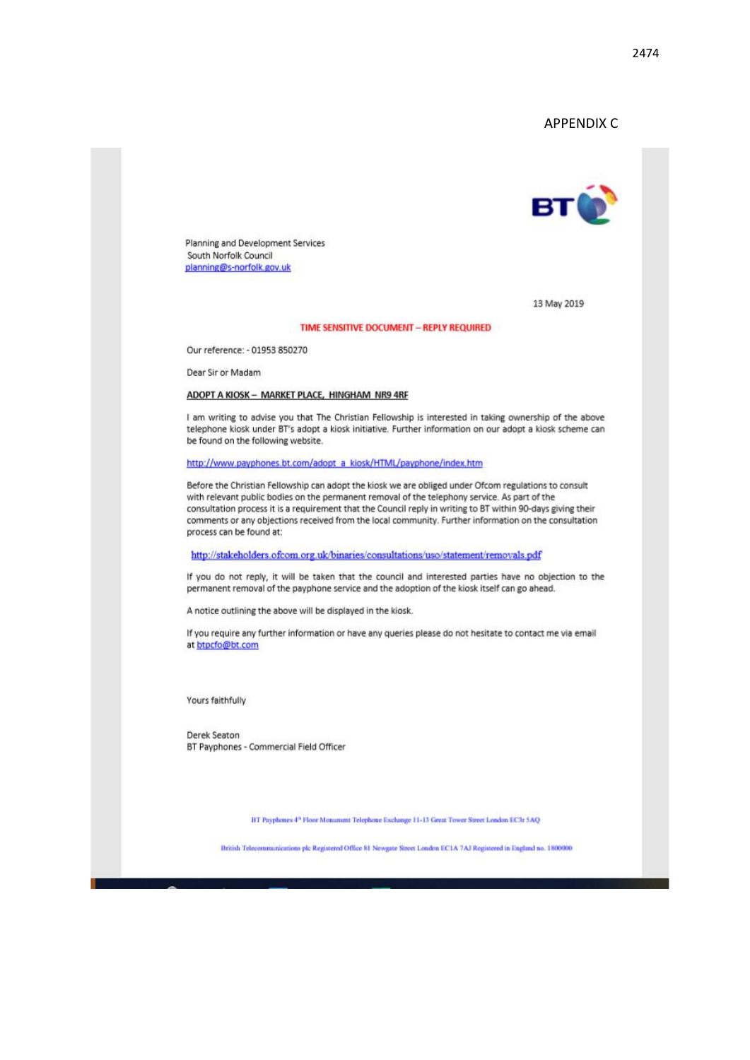APPENDIX C

Planning and Development Services
South Norfolk Council
planning@s-norfolk.gov.uk

13 May 2019

**TIME SENSITIVE DOCUMENT – REPLY REQUIRED**

Our reference: - 01953 850270

Dear Sir or Madam

**ADOPT A KIOSK – MARKET PLACE, HINGHAM NR9 4RF**

I am writing to advise you that The Christian Fellowship is interested in taking ownership of the above telephone kiosk under BT's adopt a kiosk initiative. Further information on our adopt a kiosk scheme can be found on the following website.

http://www.payphones.bt.com/adopt_a_kiosk/HTML/payphone/index.htm

Before the Christian Fellowship can adopt the kiosk we are obliged under Ofcom regulations to consult with relevant public bodies on the permanent removal of the telephony service. As part of the consultation process it is a requirement that the Council reply in writing to BT within 90-days giving their comments or any objections received from the local community. Further information on the consultation process can be found at:

http://stakeholders.ofcom.org.uk/binaries/consultations/uso/statement/removals.pdf

If you do not reply, it will be taken that the council and interested parties have no objection to the permanent removal of the payphone service and the adoption of the kiosk itself can go ahead.

A notice outlining the above will be displayed in the kiosk.

If you require any further information or have any queries please do not hesitate to contact me via email at btpcfo@bt.com

Yours faithfully

Derek Seaton
BT Payphones - Commercial Field Officer

BT Payphones 4th Floor Monument Telephone Exchange 11-13 Great Tower Street London EC3r 5AQ

British Telecommunications plc Registered Office 81 Newgate Street London EC1A 7AJ Registered in England no. 1800000